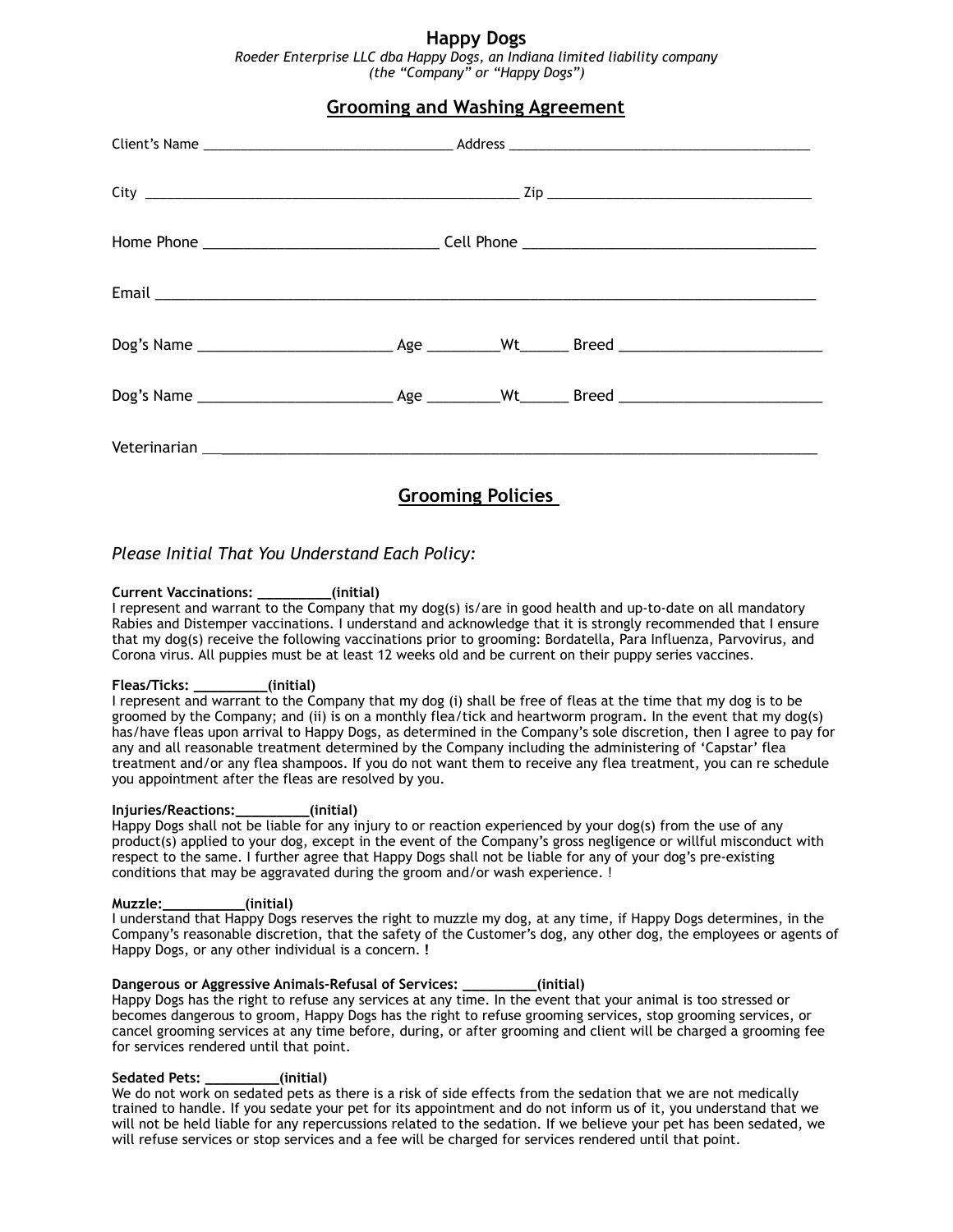# Happy Dogs

*Roeder Enterprise LLC dba Happy Dogs, an Indiana limited liability company*
*(the "Company" or "Happy Dogs")*

## Grooming and Washing Agreement

Client's Name ________________________________ Address ________________________________________

City __________________________________________________ Zip __________________________________

Home Phone ____________________________ Cell Phone ___________________________________

Email ______________________________________________________________________________

Dog's Name _______________________ Age _________Wt______ Breed ________________________

Dog's Name _______________________ Age _________Wt______ Breed ________________________

Veterinarian __________________________________________________________________________

## Grooming Policies

*Please Initial That You Understand Each Policy:*

**Current Vaccinations: __________(initial)**
I represent and warrant to the Company that my dog(s) is/are in good health and up-to-date on all mandatory Rabies and Distemper vaccinations. I understand and acknowledge that it is strongly recommended that I ensure that my dog(s) receive the following vaccinations prior to grooming: Bordatella, Para Influenza, Parvovirus, and Corona virus. All puppies must be at least 12 weeks old and be current on their puppy series vaccines.

**Fleas/Ticks: __________(initial)**
I represent and warrant to the Company that my dog (i) shall be free of fleas at the time that my dog is to be groomed by the Company; and (ii) is on a monthly flea/tick and heartworm program. In the event that my dog(s) has/have fleas upon arrival to Happy Dogs, as determined in the Company's sole discretion, then I agree to pay for any and all reasonable treatment determined by the Company including the administering of 'Capstar' flea treatment and/or any flea shampoos. If you do not want them to receive any flea treatment, you can re schedule you appointment after the fleas are resolved by you.

**Injuries/Reactions:__________(initial)**
Happy Dogs shall not be liable for any injury to or reaction experienced by your dog(s) from the use of any product(s) applied to your dog, except in the event of the Company's gross negligence or willful misconduct with respect to the same. I further agree that Happy Dogs shall not be liable for any of your dog's pre-existing conditions that may be aggravated during the groom and/or wash experience. !

**Muzzle:___________(initial)**
I understand that Happy Dogs reserves the right to muzzle my dog, at any time, if Happy Dogs determines, in the Company's reasonable discretion, that the safety of the Customer's dog, any other dog, the employees or agents of Happy Dogs, or any other individual is a concern. **!**

**Dangerous or Aggressive Animals-Refusal of Services: __________(initial)**
Happy Dogs has the right to refuse any services at any time. In the event that your animal is too stressed or becomes dangerous to groom, Happy Dogs has the right to refuse grooming services, stop grooming services, or cancel grooming services at any time before, during, or after grooming and client will be charged a grooming fee for services rendered until that point.

**Sedated Pets: __________(initial)**
We do not work on sedated pets as there is a risk of side effects from the sedation that we are not medically trained to handle. If you sedate your pet for its appointment and do not inform us of it, you understand that we will not be held liable for any repercussions related to the sedation. If we believe your pet has been sedated, we will refuse services or stop services and a fee will be charged for services rendered until that point.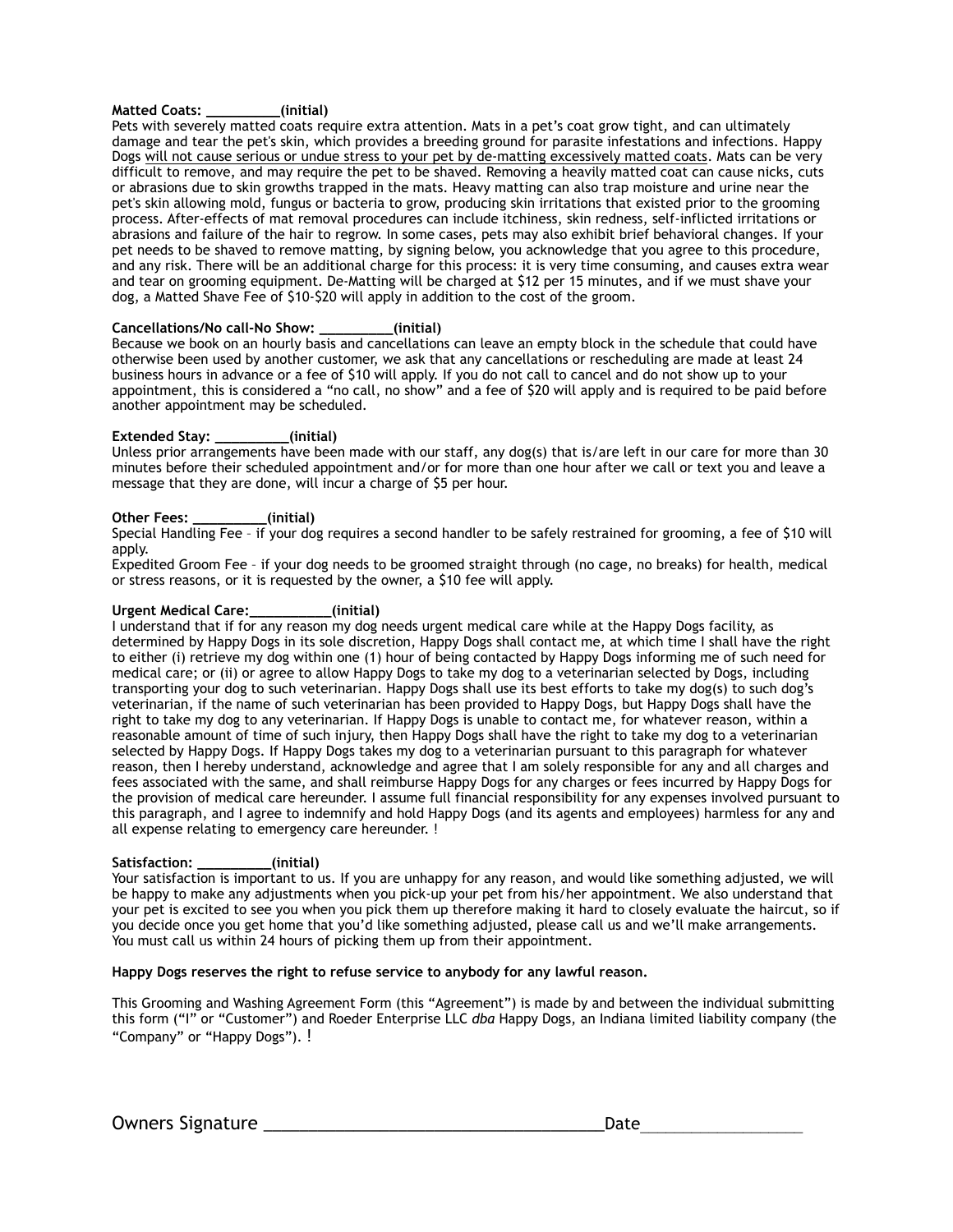**Matted Coats: __________(initial)**

Pets with severely matted coats require extra attention. Mats in a pet's coat grow tight, and can ultimately damage and tear the pet's skin, which provides a breeding ground for parasite infestations and infections. Happy Dogs <u>will not cause serious or undue stress to your pet by de-matting excessively matted coats</u>. Mats can be very difficult to remove, and may require the pet to be shaved. Removing a heavily matted coat can cause nicks, cuts or abrasions due to skin growths trapped in the mats. Heavy matting can also trap moisture and urine near the pet's skin allowing mold, fungus or bacteria to grow, producing skin irritations that existed prior to the grooming process. After-effects of mat removal procedures can include itchiness, skin redness, self-inflicted irritations or abrasions and failure of the hair to regrow. In some cases, pets may also exhibit brief behavioral changes. If your pet needs to be shaved to remove matting, by signing below, you acknowledge that you agree to this procedure, and any risk. There will be an additional charge for this process: it is very time consuming, and causes extra wear and tear on grooming equipment. De-Matting will be charged at $12 per 15 minutes, and if we must shave your dog, a Matted Shave Fee of $10-$20 will apply in addition to the cost of the groom.

**Cancellations/No call-No Show: __________(initial)**

Because we book on an hourly basis and cancellations can leave an empty block in the schedule that could have otherwise been used by another customer, we ask that any cancellations or rescheduling are made at least 24 business hours in advance or a fee of $10 will apply. If you do not call to cancel and do not show up to your appointment, this is considered a "no call, no show" and a fee of $20 will apply and is required to be paid before another appointment may be scheduled.

**Extended Stay: __________(initial)**

Unless prior arrangements have been made with our staff, any dog(s) that is/are left in our care for more than 30 minutes before their scheduled appointment and/or for more than one hour after we call or text you and leave a message that they are done, will incur a charge of $5 per hour.

**Other Fees: __________(initial)**

Special Handling Fee – if your dog requires a second handler to be safely restrained for grooming, a fee of $10 will apply.

Expedited Groom Fee – if your dog needs to be groomed straight through (no cage, no breaks) for health, medical or stress reasons, or it is requested by the owner, a $10 fee will apply.

**Urgent Medical Care:___________(initial)**

I understand that if for any reason my dog needs urgent medical care while at the Happy Dogs facility, as determined by Happy Dogs in its sole discretion, Happy Dogs shall contact me, at which time I shall have the right to either (i) retrieve my dog within one (1) hour of being contacted by Happy Dogs informing me of such need for medical care; or (ii) or agree to allow Happy Dogs to take my dog to a veterinarian selected by Dogs, including transporting your dog to such veterinarian. Happy Dogs shall use its best efforts to take my dog(s) to such dog's veterinarian, if the name of such veterinarian has been provided to Happy Dogs, but Happy Dogs shall have the right to take my dog to any veterinarian. If Happy Dogs is unable to contact me, for whatever reason, within a reasonable amount of time of such injury, then Happy Dogs shall have the right to take my dog to a veterinarian selected by Happy Dogs. If Happy Dogs takes my dog to a veterinarian pursuant to this paragraph for whatever reason, then I hereby understand, acknowledge and agree that I am solely responsible for any and all charges and fees associated with the same, and shall reimburse Happy Dogs for any charges or fees incurred by Happy Dogs for the provision of medical care hereunder. I assume full financial responsibility for any expenses involved pursuant to this paragraph, and I agree to indemnify and hold Happy Dogs (and its agents and employees) harmless for any and all expense relating to emergency care hereunder. !

**Satisfaction: __________(initial)**

Your satisfaction is important to us. If you are unhappy for any reason, and would like something adjusted, we will be happy to make any adjustments when you pick-up your pet from his/her appointment. We also understand that your pet is excited to see you when you pick them up therefore making it hard to closely evaluate the haircut, so if you decide once you get home that you'd like something adjusted, please call us and we'll make arrangements. You must call us within 24 hours of picking them up from their appointment.

**Happy Dogs reserves the right to refuse service to anybody for any lawful reason.**

This Grooming and Washing Agreement Form (this "Agreement") is made by and between the individual submitting this form ("I" or "Customer") and Roeder Enterprise LLC *dba* Happy Dogs, an Indiana limited liability company (the "Company" or "Happy Dogs"). !

Owners Signature ______________________________________Date__________________